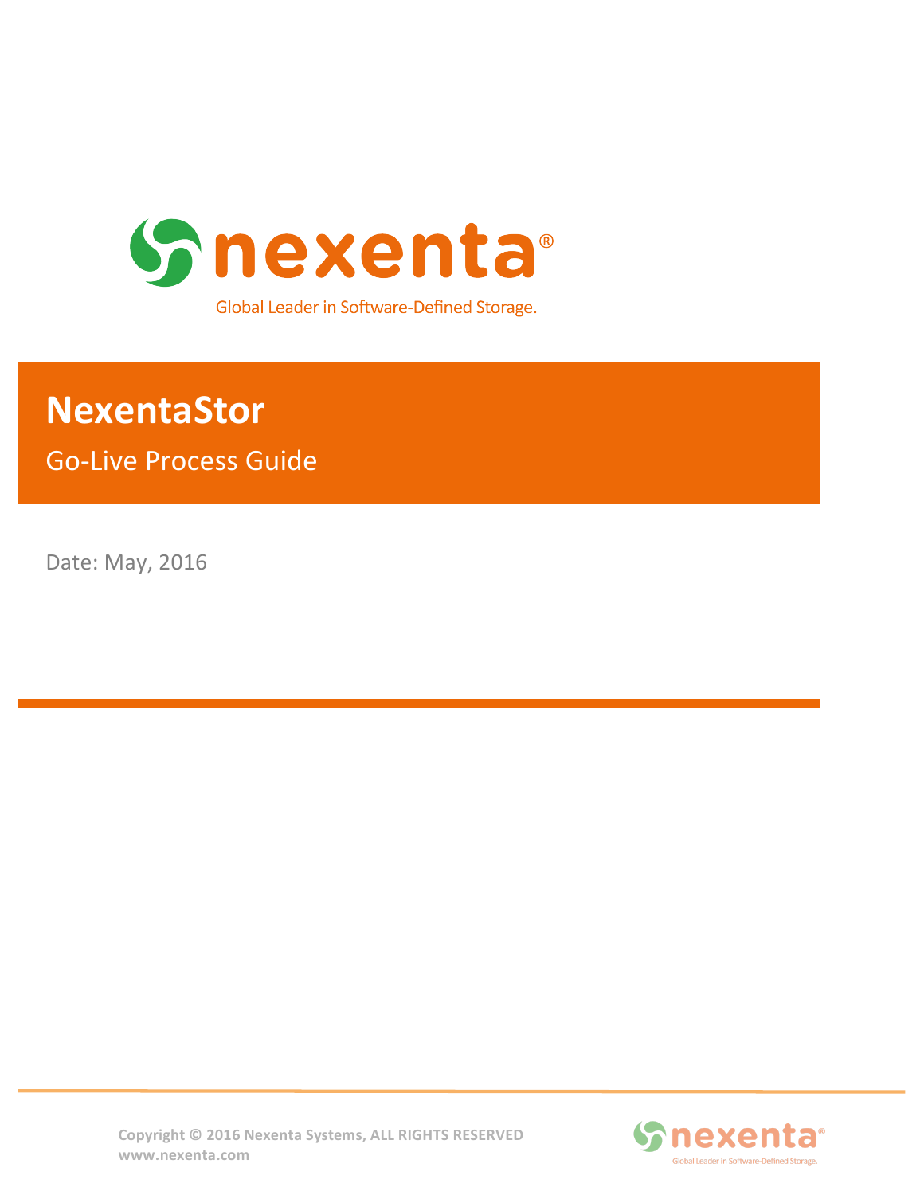nexenta®

Global Leader in Software-Defined Storage.

# NexentaStor

## Go-Live Process Guide

Date: May, 2016

Copyright © 2016 Nexenta Systems, ALL RIGHTS RESERVED
www.nexenta.com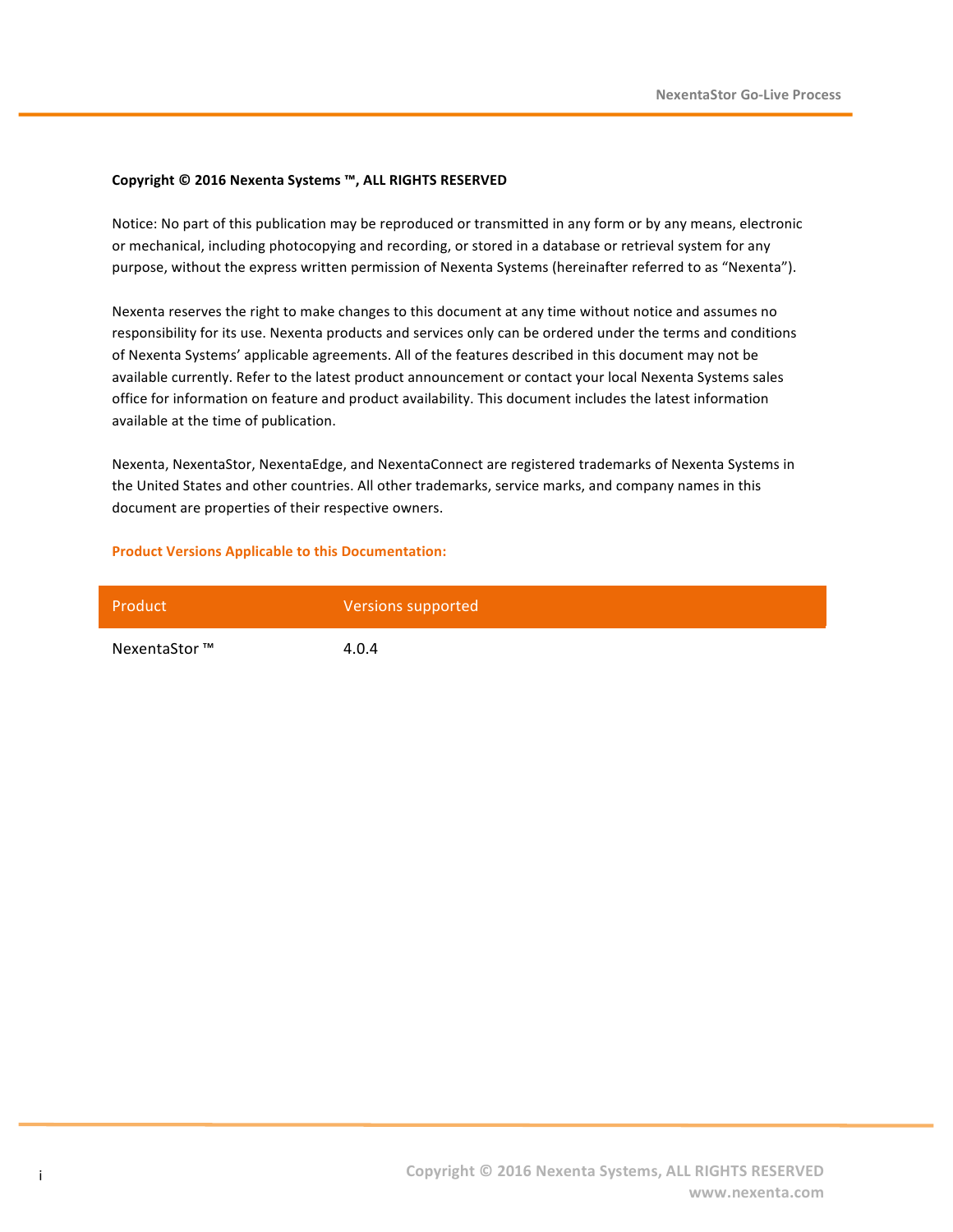**Copyright © 2016 Nexenta Systems ™, ALL RIGHTS RESERVED**

Notice: No part of this publication may be reproduced or transmitted in any form or by any means, electronic or mechanical, including photocopying and recording, or stored in a database or retrieval system for any purpose, without the express written permission of Nexenta Systems (hereinafter referred to as "Nexenta").

Nexenta reserves the right to make changes to this document at any time without notice and assumes no responsibility for its use. Nexenta products and services only can be ordered under the terms and conditions of Nexenta Systems' applicable agreements. All of the features described in this document may not be available currently. Refer to the latest product announcement or contact your local Nexenta Systems sales office for information on feature and product availability. This document includes the latest information available at the time of publication.

Nexenta, NexentaStor, NexentaEdge, and NexentaConnect are registered trademarks of Nexenta Systems in the United States and other countries. All other trademarks, service marks, and company names in this document are properties of their respective owners.

**Product Versions Applicable to this Documentation:**

| Product | Versions supported |
|---|---|
| NexentaStor ™ | 4.0.4 |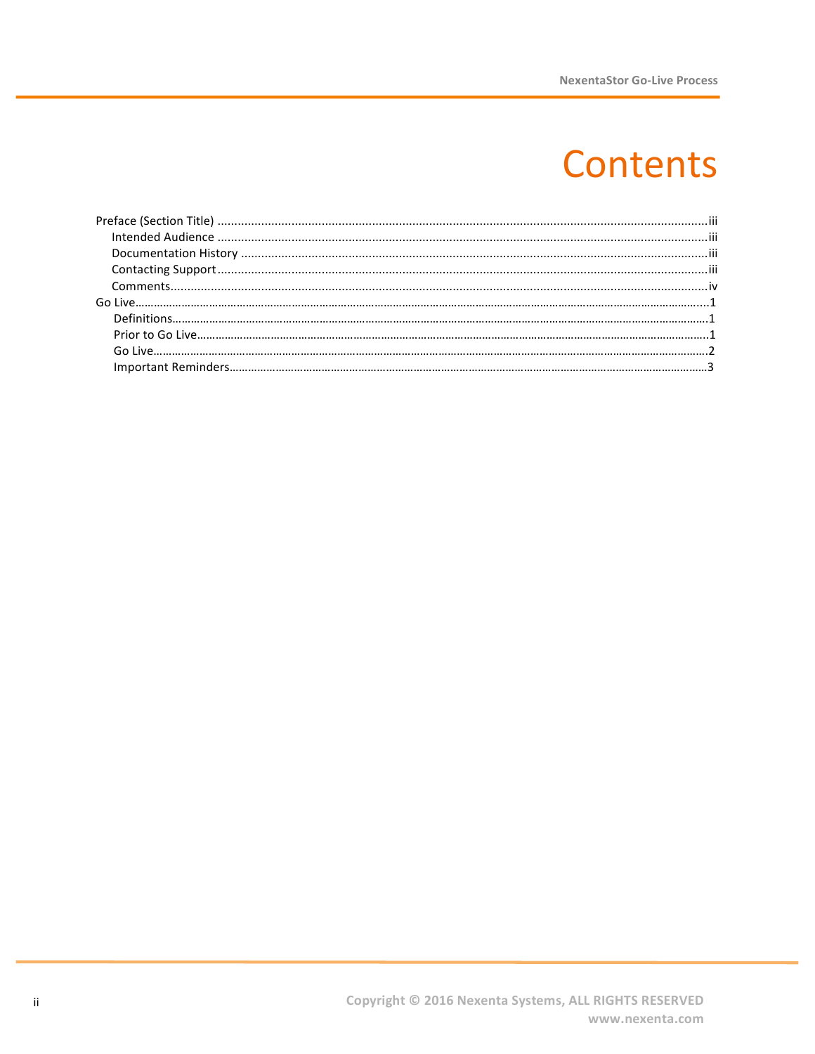# Contents

Preface (Section Title) .......................................................... iii

- Intended Audience .......................................................... iii
- Documentation History .......................................................... iii
- Contacting Support .......................................................... iii
- Comments .......................................................... iv

Go Live .......................................................... 1

- Definitions .......................................................... 1
- Prior to Go Live .......................................................... 1
- Go Live .......................................................... 2
- Important Reminders .......................................................... 3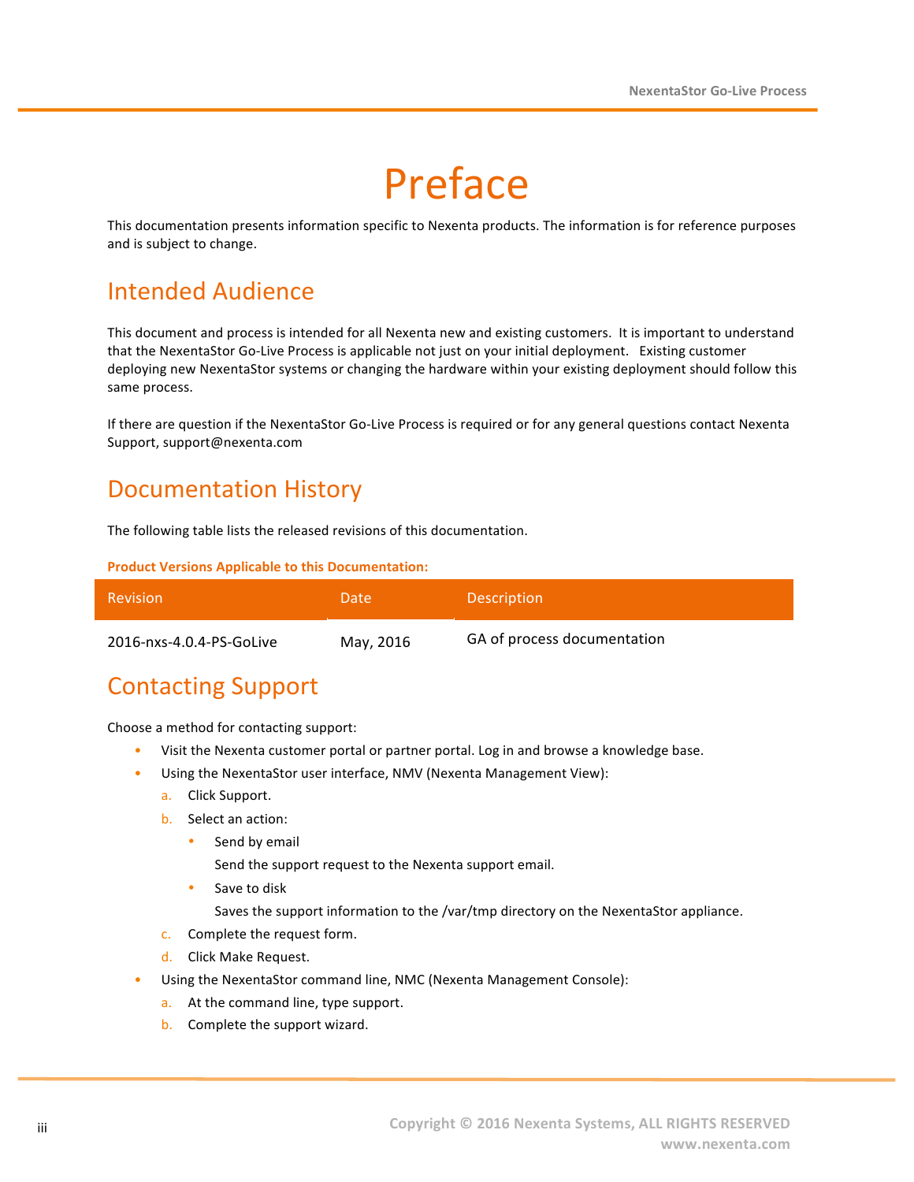# Preface

This documentation presents information specific to Nexenta products. The information is for reference purposes and is subject to change.

## Intended Audience

This document and process is intended for all Nexenta new and existing customers. It is important to understand that the NexentaStor Go-Live Process is applicable not just on your initial deployment. Existing customer deploying new NexentaStor systems or changing the hardware within your existing deployment should follow this same process.

If there are question if the NexentaStor Go-Live Process is required or for any general questions contact Nexenta Support, support@nexenta.com

## Documentation History

The following table lists the released revisions of this documentation.

**Product Versions Applicable to this Documentation:**

| Revision | Date | Description |
|---|---|---|
| 2016-nxs-4.0.4-PS-GoLive | May, 2016 | GA of process documentation |

## Contacting Support

Choose a method for contacting support:

- Visit the Nexenta customer portal or partner portal. Log in and browse a knowledge base.
- Using the NexentaStor user interface, NMV (Nexenta Management View):
  a. Click Support.
  b. Select an action:
     - Send by email

       Send the support request to the Nexenta support email.
     - Save to disk

       Saves the support information to the /var/tmp directory on the NexentaStor appliance.
  c. Complete the request form.
  d. Click Make Request.
- Using the NexentaStor command line, NMC (Nexenta Management Console):
  a. At the command line, type support.
  b. Complete the support wizard.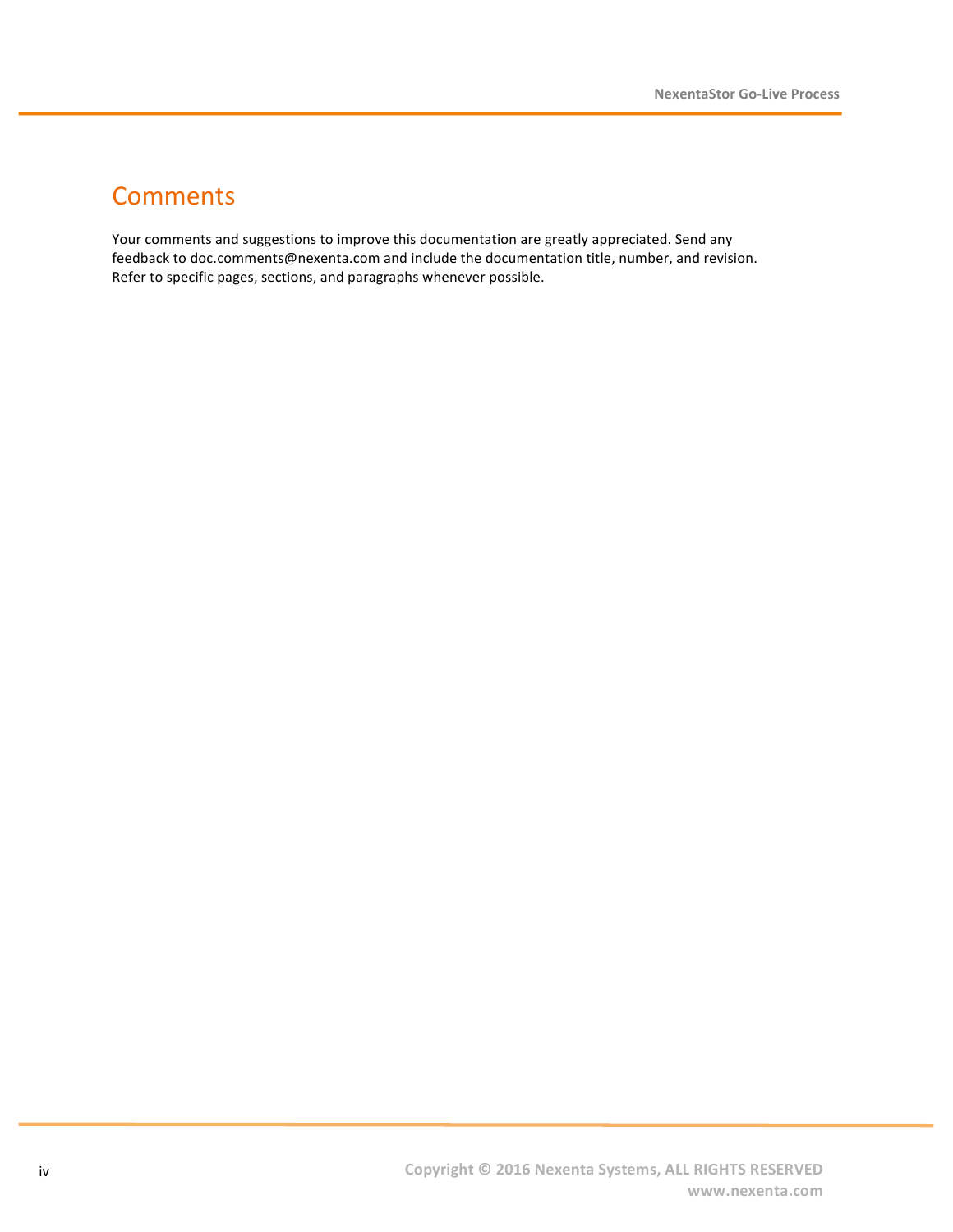# Comments

Your comments and suggestions to improve this documentation are greatly appreciated. Send any feedback to doc.comments@nexenta.com and include the documentation title, number, and revision. Refer to specific pages, sections, and paragraphs whenever possible.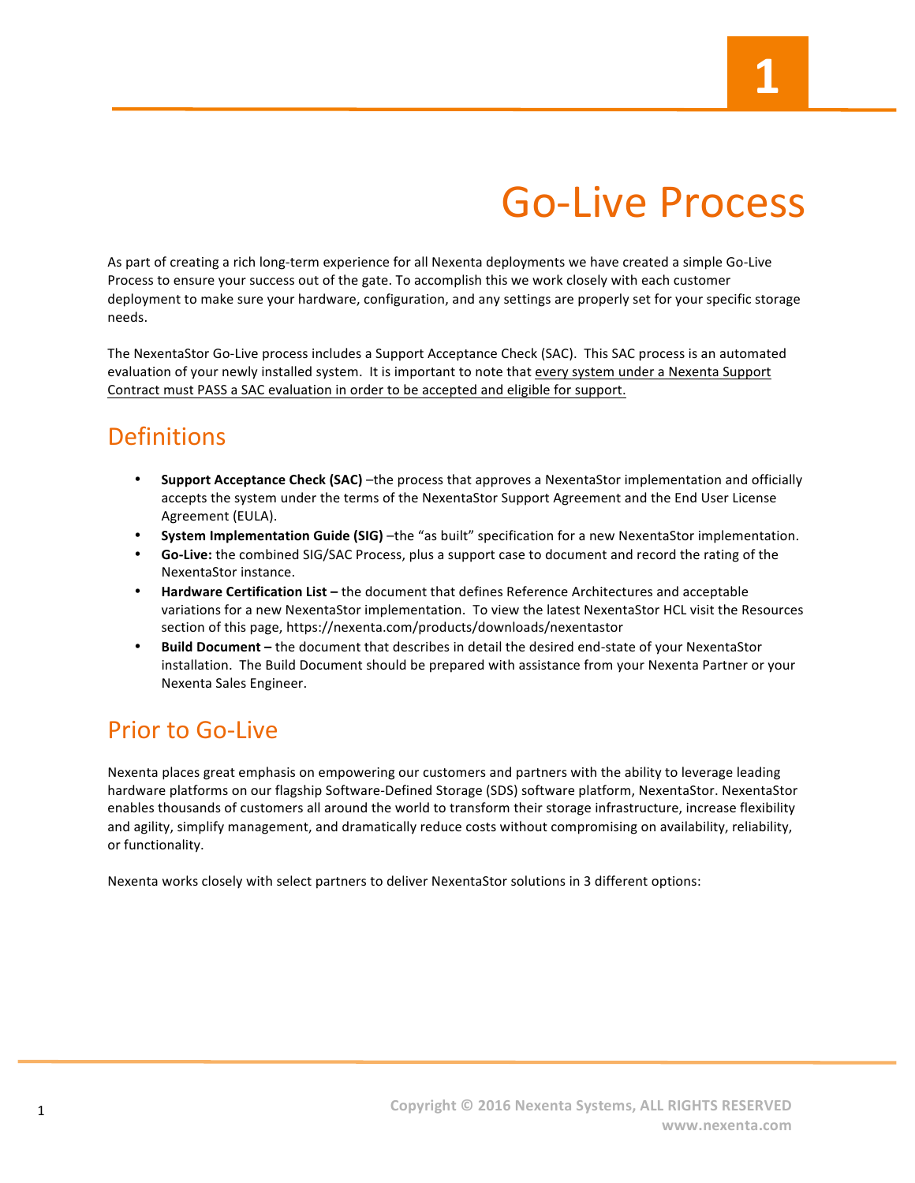# 1

# Go-Live Process

As part of creating a rich long-term experience for all Nexenta deployments we have created a simple Go-Live Process to ensure your success out of the gate. To accomplish this we work closely with each customer deployment to make sure your hardware, configuration, and any settings are properly set for your specific storage needs.

The NexentaStor Go-Live process includes a Support Acceptance Check (SAC). This SAC process is an automated evaluation of your newly installed system. It is important to note that every system under a Nexenta Support Contract must PASS a SAC evaluation in order to be accepted and eligible for support.

## Definitions

- **Support Acceptance Check (SAC)** –the process that approves a NexentaStor implementation and officially accepts the system under the terms of the NexentaStor Support Agreement and the End User License Agreement (EULA).
- **System Implementation Guide (SIG)** –the "as built" specification for a new NexentaStor implementation.
- **Go-Live:** the combined SIG/SAC Process, plus a support case to document and record the rating of the NexentaStor instance.
- **Hardware Certification List –** the document that defines Reference Architectures and acceptable variations for a new NexentaStor implementation. To view the latest NexentaStor HCL visit the Resources section of this page, https://nexenta.com/products/downloads/nexentastor
- **Build Document –** the document that describes in detail the desired end-state of your NexentaStor installation. The Build Document should be prepared with assistance from your Nexenta Partner or your Nexenta Sales Engineer.

## Prior to Go-Live

Nexenta places great emphasis on empowering our customers and partners with the ability to leverage leading hardware platforms on our flagship Software-Defined Storage (SDS) software platform, NexentaStor. NexentaStor enables thousands of customers all around the world to transform their storage infrastructure, increase flexibility and agility, simplify management, and dramatically reduce costs without compromising on availability, reliability, or functionality.

Nexenta works closely with select partners to deliver NexentaStor solutions in 3 different options: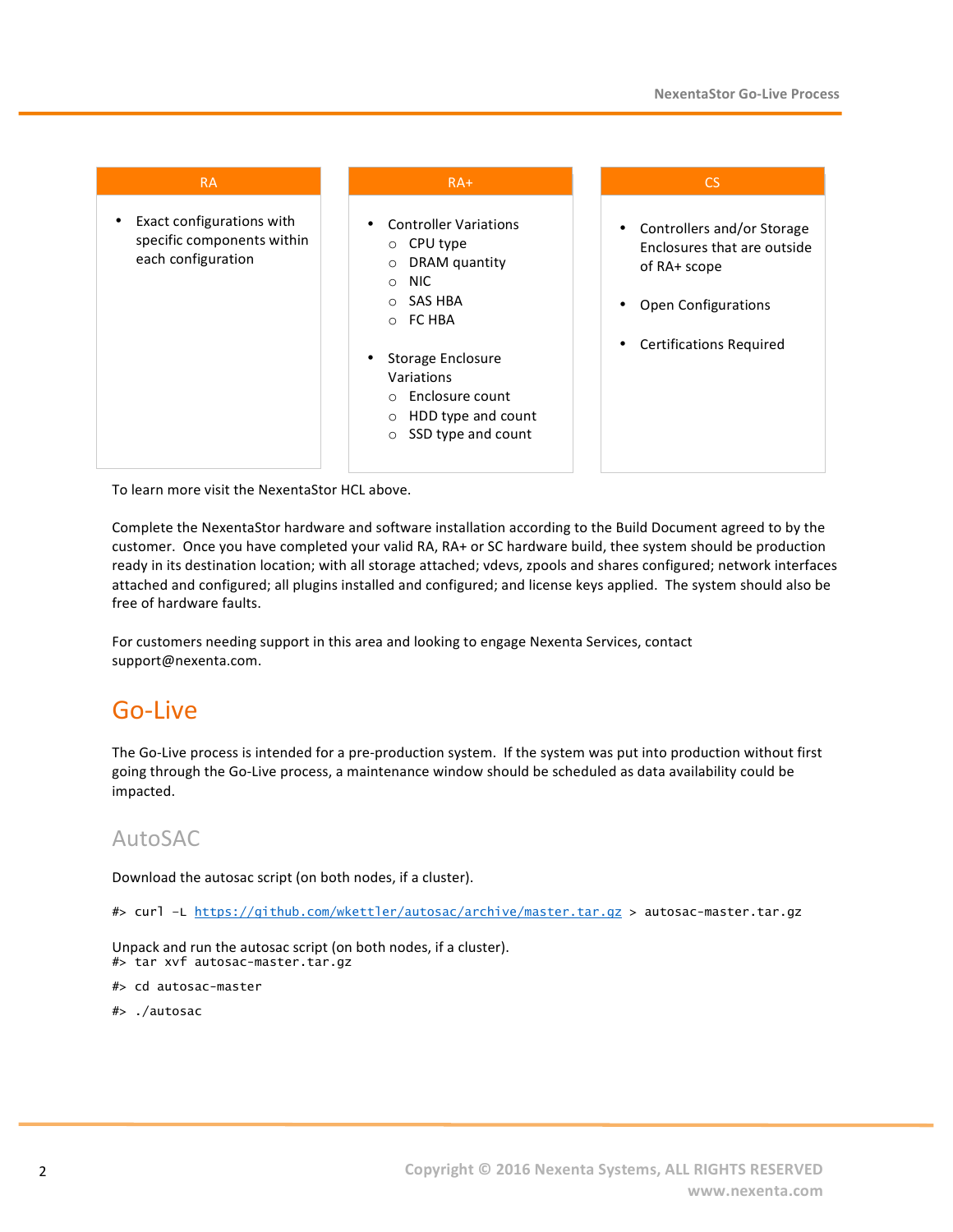| RA | RA+ | CS |
|---|---|---|
| • Exact configurations with specific components within each configuration | • Controller Variations<br>○ CPU type<br>○ DRAM quantity<br>○ NIC<br>○ SAS HBA<br>○ FC HBA<br><br>• Storage Enclosure Variations<br>○ Enclosure count<br>○ HDD type and count<br>○ SSD type and count | • Controllers and/or Storage Enclosures that are outside of RA+ scope<br><br>• Open Configurations<br><br>• Certifications Required |

To learn more visit the NexentaStor HCL above.

Complete the NexentaStor hardware and software installation according to the Build Document agreed to by the customer. Once you have completed your valid RA, RA+ or SC hardware build, thee system should be production ready in its destination location; with all storage attached; vdevs, zpools and shares configured; network interfaces attached and configured; all plugins installed and configured; and license keys applied. The system should also be free of hardware faults.

For customers needing support in this area and looking to engage Nexenta Services, contact support@nexenta.com.

# Go-Live

The Go-Live process is intended for a pre-production system. If the system was put into production without first going through the Go-Live process, a maintenance window should be scheduled as data availability could be impacted.

## AutoSAC

Download the autosac script (on both nodes, if a cluster).

```
#> curl -L https://github.com/wkettler/autosac/archive/master.tar.gz > autosac-master.tar.gz
```

Unpack and run the autosac script (on both nodes, if a cluster).

```
#> tar xvf autosac-master.tar.gz
#> cd autosac-master
#> ./autosac
```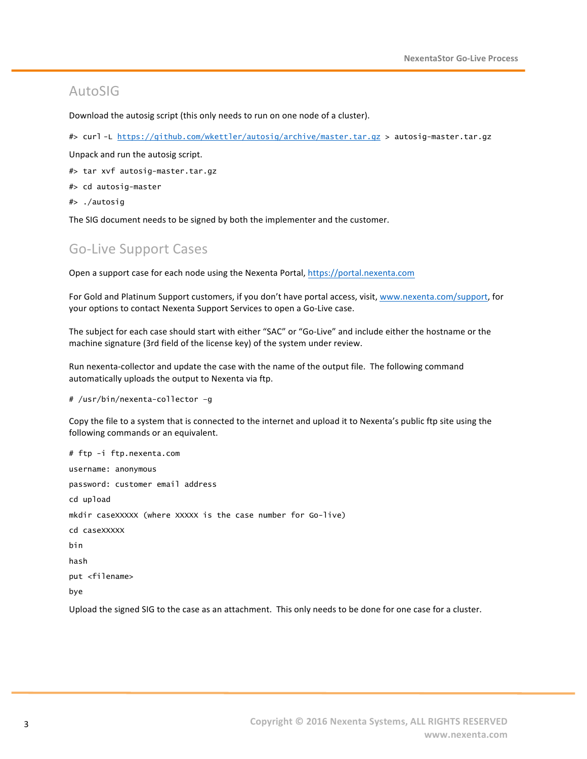## AutoSIG

Download the autosig script (this only needs to run on one node of a cluster).

```
#> curl -L https://github.com/wkettler/autosig/archive/master.tar.gz > autosig-master.tar.gz
```

Unpack and run the autosig script.

```
#> tar xvf autosig-master.tar.gz
#> cd autosig-master
#> ./autosig
```

The SIG document needs to be signed by both the implementer and the customer.

## Go-Live Support Cases

Open a support case for each node using the Nexenta Portal, https://portal.nexenta.com

For Gold and Platinum Support customers, if you don't have portal access, visit, www.nexenta.com/support, for your options to contact Nexenta Support Services to open a Go-Live case.

The subject for each case should start with either "SAC" or "Go-Live" and include either the hostname or the machine signature (3rd field of the license key) of the system under review.

Run nexenta-collector and update the case with the name of the output file. The following command automatically uploads the output to Nexenta via ftp.

```
# /usr/bin/nexenta-collector -g
```

Copy the file to a system that is connected to the internet and upload it to Nexenta's public ftp site using the following commands or an equivalent.

```
# ftp -i ftp.nexenta.com
username: anonymous
password: customer email address
cd upload
mkdir caseXXXXX (where XXXXX is the case number for Go-live)
cd caseXXXXX
bin
hash
put <filename>
bye
```

Upload the signed SIG to the case as an attachment. This only needs to be done for one case for a cluster.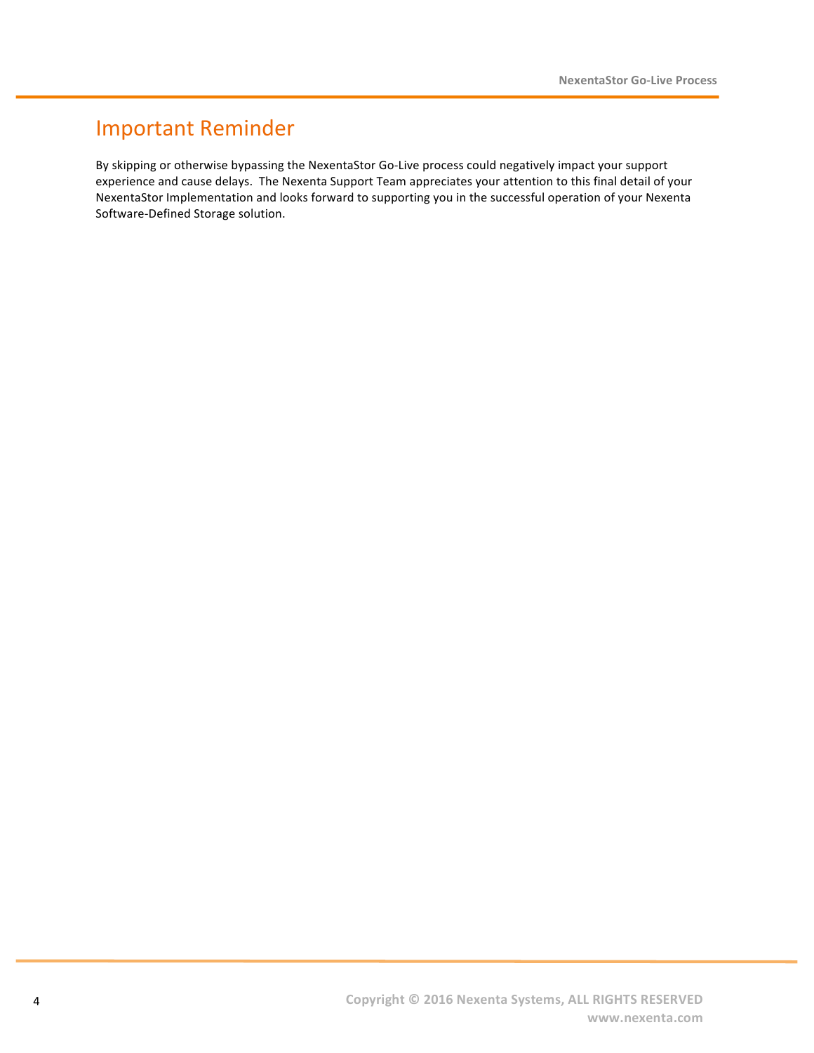# Important Reminder

By skipping or otherwise bypassing the NexentaStor Go-Live process could negatively impact your support experience and cause delays. The Nexenta Support Team appreciates your attention to this final detail of your NexentaStor Implementation and looks forward to supporting you in the successful operation of your Nexenta Software-Defined Storage solution.